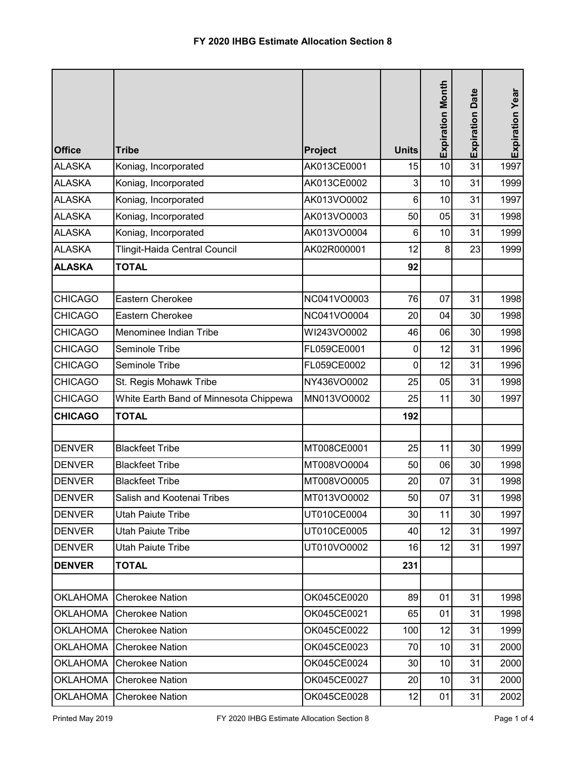# FY 2020 IHBG Estimate Allocation Section 8

| Office | Tribe | Project | Units | Expiration Month | Expiration Date | Expiration Year |
|---|---|---|---|---|---|---|
| ALASKA | Koniag, Incorporated | AK013CE0001 | 15 | 10 | 31 | 1997 |
| ALASKA | Koniag, Incorporated | AK013CE0002 | 3 | 10 | 31 | 1999 |
| ALASKA | Koniag, Incorporated | AK013VO0002 | 6 | 10 | 31 | 1997 |
| ALASKA | Koniag, Incorporated | AK013VO0003 | 50 | 05 | 31 | 1998 |
| ALASKA | Koniag, Incorporated | AK013VO0004 | 6 | 10 | 31 | 1999 |
| ALASKA | Tlingit-Haida Central Council | AK02R000001 | 12 | 8 | 23 | 1999 |
| **ALASKA** | **TOTAL** | | **92** | | | |
| | | | | | | |
| CHICAGO | Eastern Cherokee | NC041VO0003 | 76 | 07 | 31 | 1998 |
| CHICAGO | Eastern Cherokee | NC041VO0004 | 20 | 04 | 30 | 1998 |
| CHICAGO | Menominee Indian Tribe | WI243VO0002 | 46 | 06 | 30 | 1998 |
| CHICAGO | Seminole Tribe | FL059CE0001 | 0 | 12 | 31 | 1996 |
| CHICAGO | Seminole Tribe | FL059CE0002 | 0 | 12 | 31 | 1996 |
| CHICAGO | St. Regis Mohawk Tribe | NY436VO0002 | 25 | 05 | 31 | 1998 |
| CHICAGO | White Earth Band of Minnesota Chippewa | MN013VO0002 | 25 | 11 | 30 | 1997 |
| **CHICAGO** | **TOTAL** | | **192** | | | |
| | | | | | | |
| DENVER | Blackfeet Tribe | MT008CE0001 | 25 | 11 | 30 | 1999 |
| DENVER | Blackfeet Tribe | MT008VO0004 | 50 | 06 | 30 | 1998 |
| DENVER | Blackfeet Tribe | MT008VO0005 | 20 | 07 | 31 | 1998 |
| DENVER | Salish and Kootenai Tribes | MT013VO0002 | 50 | 07 | 31 | 1998 |
| DENVER | Utah Paiute Tribe | UT010CE0004 | 30 | 11 | 30 | 1997 |
| DENVER | Utah Paiute Tribe | UT010CE0005 | 40 | 12 | 31 | 1997 |
| DENVER | Utah Paiute Tribe | UT010VO0002 | 16 | 12 | 31 | 1997 |
| **DENVER** | **TOTAL** | | **231** | | | |
| | | | | | | |
| OKLAHOMA | Cherokee Nation | OK045CE0020 | 89 | 01 | 31 | 1998 |
| OKLAHOMA | Cherokee Nation | OK045CE0021 | 65 | 01 | 31 | 1998 |
| OKLAHOMA | Cherokee Nation | OK045CE0022 | 100 | 12 | 31 | 1999 |
| OKLAHOMA | Cherokee Nation | OK045CE0023 | 70 | 10 | 31 | 2000 |
| OKLAHOMA | Cherokee Nation | OK045CE0024 | 30 | 10 | 31 | 2000 |
| OKLAHOMA | Cherokee Nation | OK045CE0027 | 20 | 10 | 31 | 2000 |
| OKLAHOMA | Cherokee Nation | OK045CE0028 | 12 | 01 | 31 | 2002 |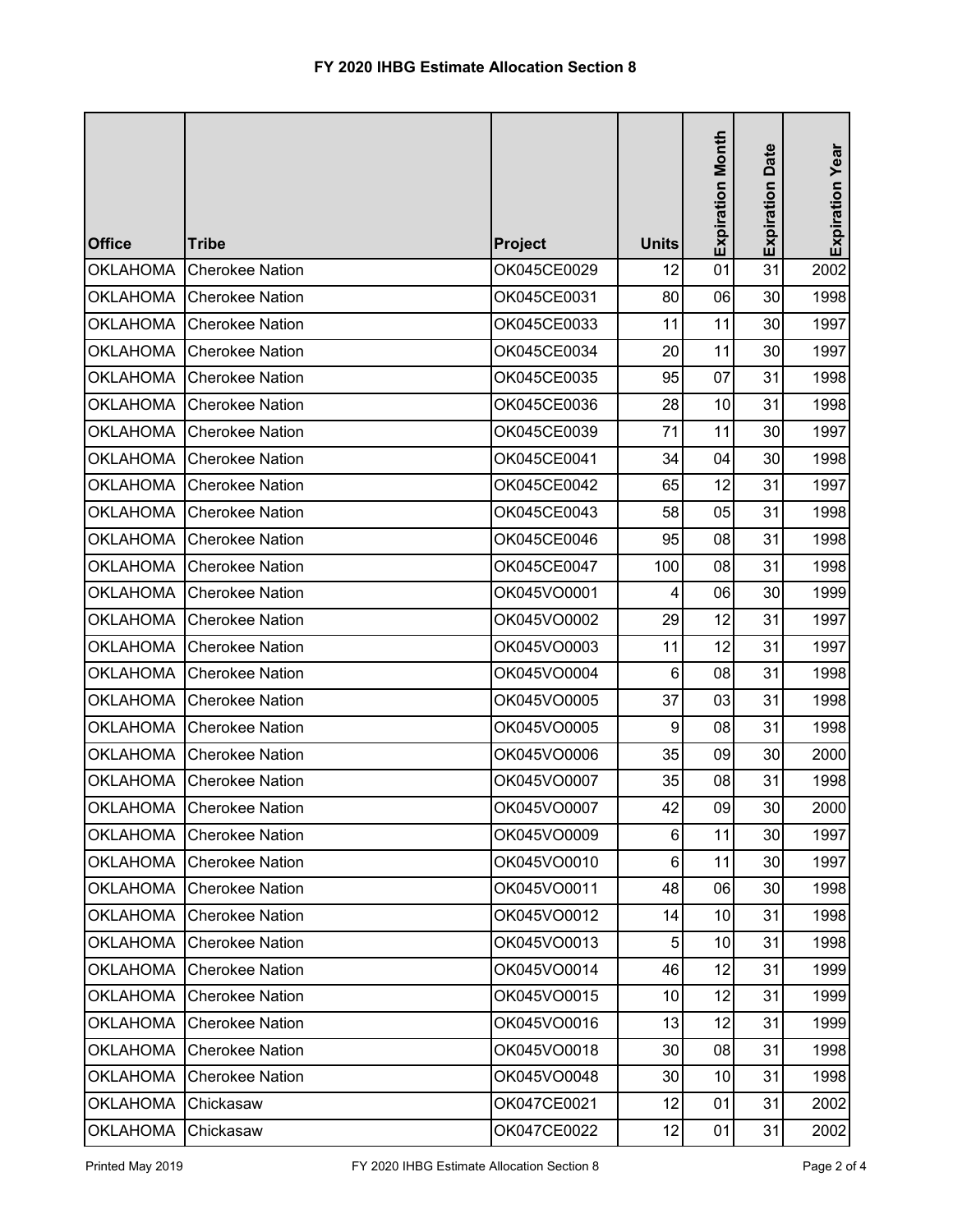# FY 2020 IHBG Estimate Allocation Section 8

| Office | Tribe | Project | Units | Expiration Month | Expiration Date | Expiration Year |
|---|---|---|---|---|---|---|
| OKLAHOMA | Cherokee Nation | OK045CE0029 | 12 | 01 | 31 | 2002 |
| OKLAHOMA | Cherokee Nation | OK045CE0031 | 80 | 06 | 30 | 1998 |
| OKLAHOMA | Cherokee Nation | OK045CE0033 | 11 | 11 | 30 | 1997 |
| OKLAHOMA | Cherokee Nation | OK045CE0034 | 20 | 11 | 30 | 1997 |
| OKLAHOMA | Cherokee Nation | OK045CE0035 | 95 | 07 | 31 | 1998 |
| OKLAHOMA | Cherokee Nation | OK045CE0036 | 28 | 10 | 31 | 1998 |
| OKLAHOMA | Cherokee Nation | OK045CE0039 | 71 | 11 | 30 | 1997 |
| OKLAHOMA | Cherokee Nation | OK045CE0041 | 34 | 04 | 30 | 1998 |
| OKLAHOMA | Cherokee Nation | OK045CE0042 | 65 | 12 | 31 | 1997 |
| OKLAHOMA | Cherokee Nation | OK045CE0043 | 58 | 05 | 31 | 1998 |
| OKLAHOMA | Cherokee Nation | OK045CE0046 | 95 | 08 | 31 | 1998 |
| OKLAHOMA | Cherokee Nation | OK045CE0047 | 100 | 08 | 31 | 1998 |
| OKLAHOMA | Cherokee Nation | OK045VO0001 | 4 | 06 | 30 | 1999 |
| OKLAHOMA | Cherokee Nation | OK045VO0002 | 29 | 12 | 31 | 1997 |
| OKLAHOMA | Cherokee Nation | OK045VO0003 | 11 | 12 | 31 | 1997 |
| OKLAHOMA | Cherokee Nation | OK045VO0004 | 6 | 08 | 31 | 1998 |
| OKLAHOMA | Cherokee Nation | OK045VO0005 | 37 | 03 | 31 | 1998 |
| OKLAHOMA | Cherokee Nation | OK045VO0005 | 9 | 08 | 31 | 1998 |
| OKLAHOMA | Cherokee Nation | OK045VO0006 | 35 | 09 | 30 | 2000 |
| OKLAHOMA | Cherokee Nation | OK045VO0007 | 35 | 08 | 31 | 1998 |
| OKLAHOMA | Cherokee Nation | OK045VO0007 | 42 | 09 | 30 | 2000 |
| OKLAHOMA | Cherokee Nation | OK045VO0009 | 6 | 11 | 30 | 1997 |
| OKLAHOMA | Cherokee Nation | OK045VO0010 | 6 | 11 | 30 | 1997 |
| OKLAHOMA | Cherokee Nation | OK045VO0011 | 48 | 06 | 30 | 1998 |
| OKLAHOMA | Cherokee Nation | OK045VO0012 | 14 | 10 | 31 | 1998 |
| OKLAHOMA | Cherokee Nation | OK045VO0013 | 5 | 10 | 31 | 1998 |
| OKLAHOMA | Cherokee Nation | OK045VO0014 | 46 | 12 | 31 | 1999 |
| OKLAHOMA | Cherokee Nation | OK045VO0015 | 10 | 12 | 31 | 1999 |
| OKLAHOMA | Cherokee Nation | OK045VO0016 | 13 | 12 | 31 | 1999 |
| OKLAHOMA | Cherokee Nation | OK045VO0018 | 30 | 08 | 31 | 1998 |
| OKLAHOMA | Cherokee Nation | OK045VO0048 | 30 | 10 | 31 | 1998 |
| OKLAHOMA | Chickasaw | OK047CE0021 | 12 | 01 | 31 | 2002 |
| OKLAHOMA | Chickasaw | OK047CE0022 | 12 | 01 | 31 | 2002 |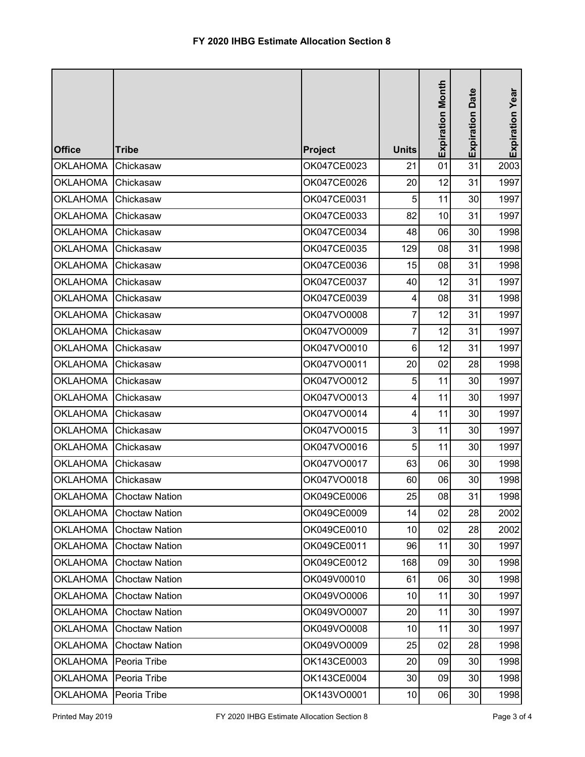# FY 2020 IHBG Estimate Allocation Section 8

| Office | Tribe | Project | Units | Expiration Month | Expiration Date | Expiration Year |
|---|---|---|---|---|---|---|
| OKLAHOMA | Chickasaw | OK047CE0023 | 21 | 01 | 31 | 2003 |
| OKLAHOMA | Chickasaw | OK047CE0026 | 20 | 12 | 31 | 1997 |
| OKLAHOMA | Chickasaw | OK047CE0031 | 5 | 11 | 30 | 1997 |
| OKLAHOMA | Chickasaw | OK047CE0033 | 82 | 10 | 31 | 1997 |
| OKLAHOMA | Chickasaw | OK047CE0034 | 48 | 06 | 30 | 1998 |
| OKLAHOMA | Chickasaw | OK047CE0035 | 129 | 08 | 31 | 1998 |
| OKLAHOMA | Chickasaw | OK047CE0036 | 15 | 08 | 31 | 1998 |
| OKLAHOMA | Chickasaw | OK047CE0037 | 40 | 12 | 31 | 1997 |
| OKLAHOMA | Chickasaw | OK047CE0039 | 4 | 08 | 31 | 1998 |
| OKLAHOMA | Chickasaw | OK047VO0008 | 7 | 12 | 31 | 1997 |
| OKLAHOMA | Chickasaw | OK047VO0009 | 7 | 12 | 31 | 1997 |
| OKLAHOMA | Chickasaw | OK047VO0010 | 6 | 12 | 31 | 1997 |
| OKLAHOMA | Chickasaw | OK047VO0011 | 20 | 02 | 28 | 1998 |
| OKLAHOMA | Chickasaw | OK047VO0012 | 5 | 11 | 30 | 1997 |
| OKLAHOMA | Chickasaw | OK047VO0013 | 4 | 11 | 30 | 1997 |
| OKLAHOMA | Chickasaw | OK047VO0014 | 4 | 11 | 30 | 1997 |
| OKLAHOMA | Chickasaw | OK047VO0015 | 3 | 11 | 30 | 1997 |
| OKLAHOMA | Chickasaw | OK047VO0016 | 5 | 11 | 30 | 1997 |
| OKLAHOMA | Chickasaw | OK047VO0017 | 63 | 06 | 30 | 1998 |
| OKLAHOMA | Chickasaw | OK047VO0018 | 60 | 06 | 30 | 1998 |
| OKLAHOMA | Choctaw Nation | OK049CE0006 | 25 | 08 | 31 | 1998 |
| OKLAHOMA | Choctaw Nation | OK049CE0009 | 14 | 02 | 28 | 2002 |
| OKLAHOMA | Choctaw Nation | OK049CE0010 | 10 | 02 | 28 | 2002 |
| OKLAHOMA | Choctaw Nation | OK049CE0011 | 96 | 11 | 30 | 1997 |
| OKLAHOMA | Choctaw Nation | OK049CE0012 | 168 | 09 | 30 | 1998 |
| OKLAHOMA | Choctaw Nation | OK049V00010 | 61 | 06 | 30 | 1998 |
| OKLAHOMA | Choctaw Nation | OK049VO0006 | 10 | 11 | 30 | 1997 |
| OKLAHOMA | Choctaw Nation | OK049VO0007 | 20 | 11 | 30 | 1997 |
| OKLAHOMA | Choctaw Nation | OK049VO0008 | 10 | 11 | 30 | 1997 |
| OKLAHOMA | Choctaw Nation | OK049VO0009 | 25 | 02 | 28 | 1998 |
| OKLAHOMA | Peoria Tribe | OK143CE0003 | 20 | 09 | 30 | 1998 |
| OKLAHOMA | Peoria Tribe | OK143CE0004 | 30 | 09 | 30 | 1998 |
| OKLAHOMA | Peoria Tribe | OK143VO0001 | 10 | 06 | 30 | 1998 |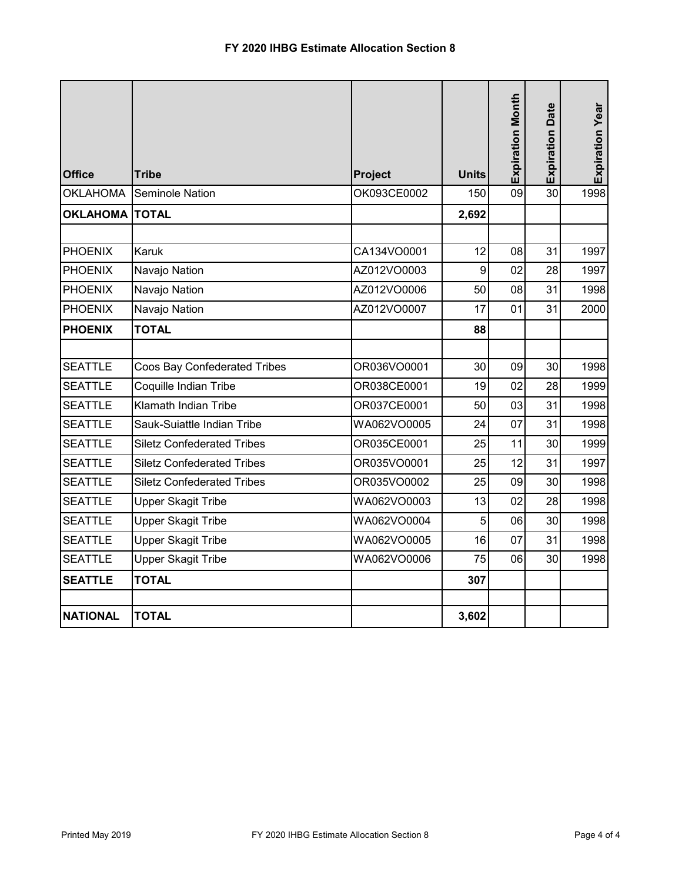**FY 2020 IHBG Estimate Allocation Section 8**

| Office | Tribe | Project | Units | Expiration Month | Expiration Date | Expiration Year |
|---|---|---|---|---|---|---|
| OKLAHOMA | Seminole Nation | OK093CE0002 | 150 | 09 | 30 | 1998 |
| **OKLAHOMA** | **TOTAL** | | **2,692** | | | |
| | | | | | | |
| PHOENIX | Karuk | CA134VO0001 | 12 | 08 | 31 | 1997 |
| PHOENIX | Navajo Nation | AZ012VO0003 | 9 | 02 | 28 | 1997 |
| PHOENIX | Navajo Nation | AZ012VO0006 | 50 | 08 | 31 | 1998 |
| PHOENIX | Navajo Nation | AZ012VO0007 | 17 | 01 | 31 | 2000 |
| **PHOENIX** | **TOTAL** | | **88** | | | |
| | | | | | | |
| SEATTLE | Coos Bay Confederated Tribes | OR036VO0001 | 30 | 09 | 30 | 1998 |
| SEATTLE | Coquille Indian Tribe | OR038CE0001 | 19 | 02 | 28 | 1999 |
| SEATTLE | Klamath Indian Tribe | OR037CE0001 | 50 | 03 | 31 | 1998 |
| SEATTLE | Sauk-Suiattle Indian Tribe | WA062VO0005 | 24 | 07 | 31 | 1998 |
| SEATTLE | Siletz Confederated Tribes | OR035CE0001 | 25 | 11 | 30 | 1999 |
| SEATTLE | Siletz Confederated Tribes | OR035VO0001 | 25 | 12 | 31 | 1997 |
| SEATTLE | Siletz Confederated Tribes | OR035VO0002 | 25 | 09 | 30 | 1998 |
| SEATTLE | Upper Skagit Tribe | WA062VO0003 | 13 | 02 | 28 | 1998 |
| SEATTLE | Upper Skagit Tribe | WA062VO0004 | 5 | 06 | 30 | 1998 |
| SEATTLE | Upper Skagit Tribe | WA062VO0005 | 16 | 07 | 31 | 1998 |
| SEATTLE | Upper Skagit Tribe | WA062VO0006 | 75 | 06 | 30 | 1998 |
| **SEATTLE** | **TOTAL** | | **307** | | | |
| | | | | | | |
| **NATIONAL** | **TOTAL** | | **3,602** | | | |

Printed May 2019